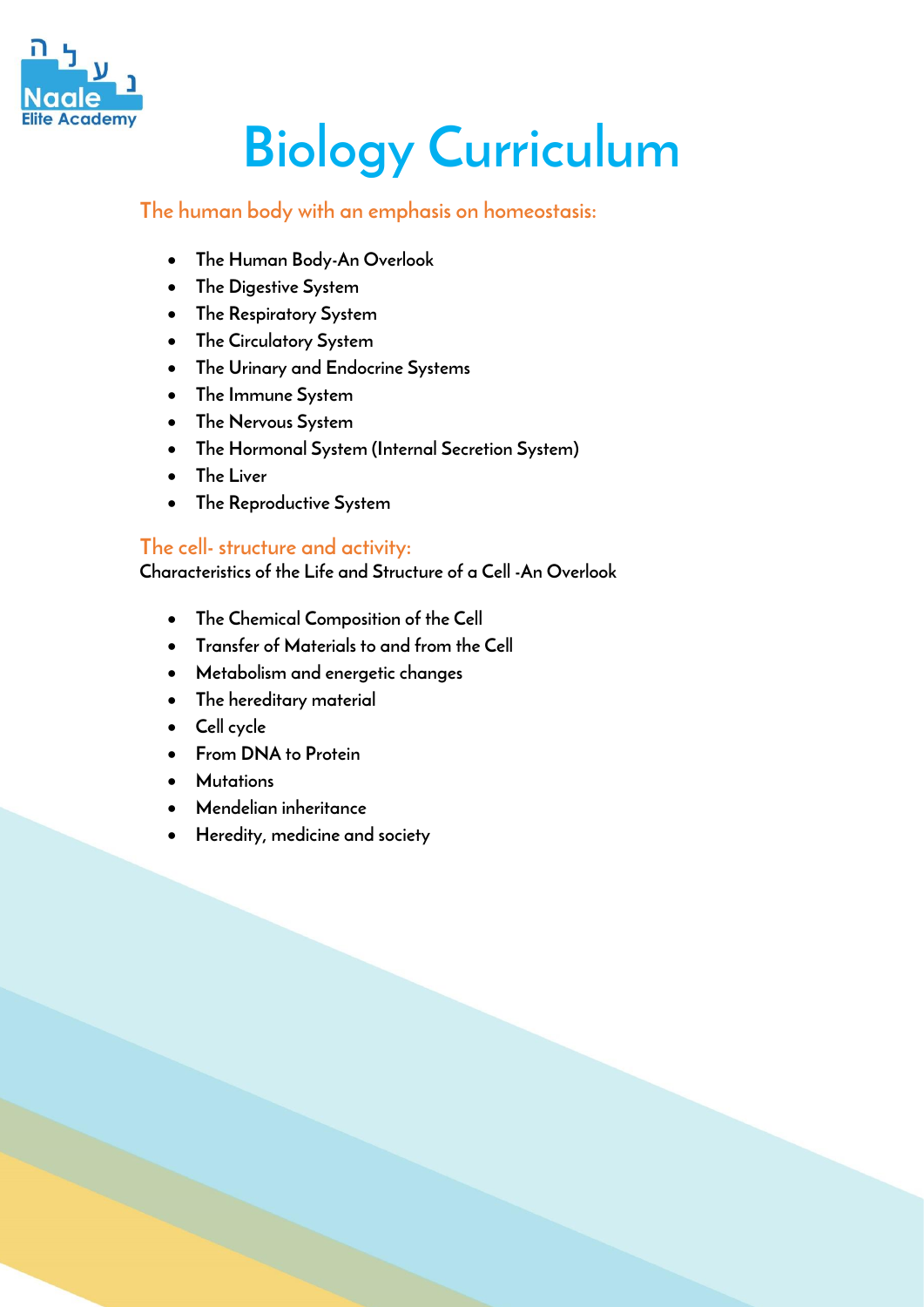# Biology Curriculum

## The human body with an emphasis on homeostasis:

- The Human Body-An Overlook
- The Digestive System
- The Respiratory System
- The Circulatory System
- The Urinary and Endocrine Systems
- The Immune System
- The Nervous System
- The Hormonal System (Internal Secretion System)
- The Liver
- The Reproductive System

## The cell- structure and activity:

Characteristics of the Life and Structure of a Cell -An Overlook

- The Chemical Composition of the Cell
- Transfer of Materials to and from the Cell
- Metabolism and energetic changes
- The hereditary material
- Cell cycle
- From DNA to Protein
- Mutations
- Mendelian inheritance
- Heredity, medicine and society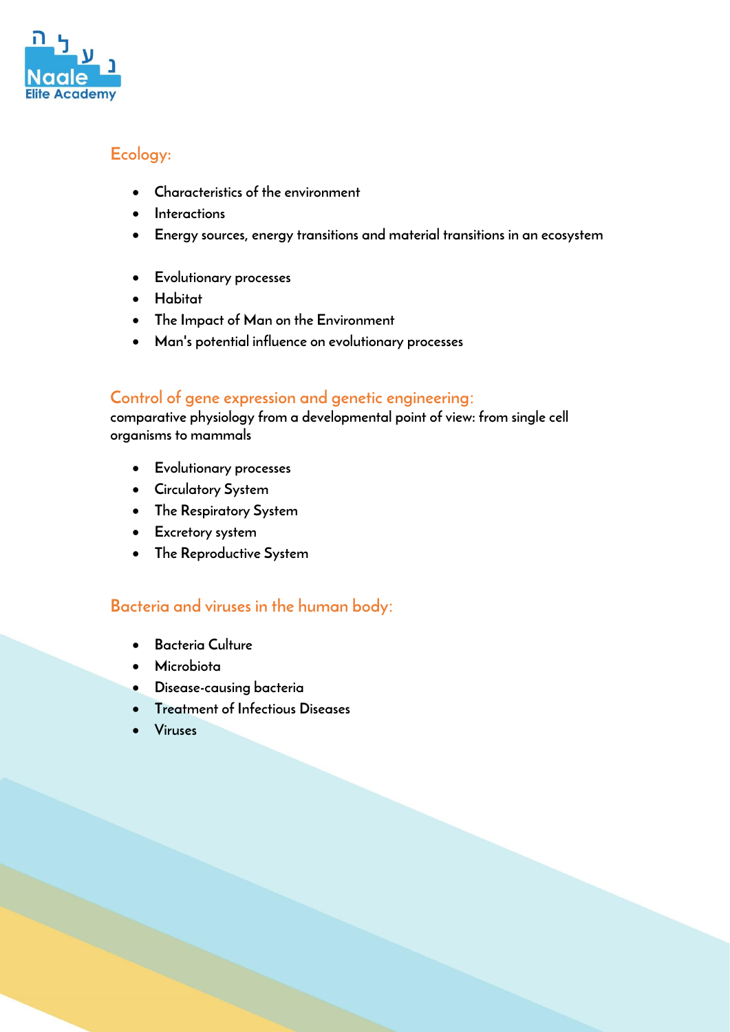## Ecology:

- Characteristics of the environment
- Interactions
- Energy sources, energy transitions and material transitions in an ecosystem

- Evolutionary processes
- Habitat
- The Impact of Man on the Environment
- Man's potential influence on evolutionary processes

## Control of gene expression and genetic engineering:

comparative physiology from a developmental point of view: from single cell organisms to mammals

- Evolutionary processes
- Circulatory System
- The Respiratory System
- Excretory system
- The Reproductive System

## Bacteria and viruses in the human body:

- Bacteria Culture
- Microbiota
- Disease-causing bacteria
- Treatment of Infectious Diseases
- Viruses